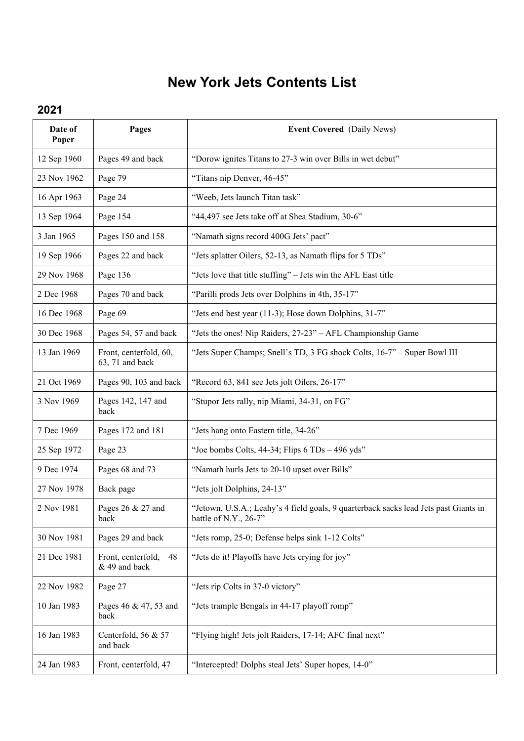# New York Jets Contents List

## 2021

| Date of Paper | Pages | **Event Covered** (Daily News) |
|---|---|---|
| 12 Sep 1960 | Pages 49 and back | "Dorow ignites Titans to 27-3 win over Bills in wet debut" |
| 23 Nov 1962 | Page 79 | "Titans nip Denver, 46-45" |
| 16 Apr 1963 | Page 24 | "Weeb, Jets launch Titan task" |
| 13 Sep 1964 | Page 154 | "44,497 see Jets take off at Shea Stadium, 30-6" |
| 3 Jan 1965 | Pages 150 and 158 | "Namath signs record 400G Jets' pact" |
| 19 Sep 1966 | Pages 22 and back | "Jets splatter Oilers, 52-13, as Namath flips for 5 TDs" |
| 29 Nov 1968 | Page 136 | "Jets love that title stuffing" – Jets win the AFL East title |
| 2 Dec 1968 | Pages 70 and back | "Parilli prods Jets over Dolphins in 4th, 35-17" |
| 16 Dec 1968 | Page 69 | "Jets end best year (11-3); Hose down Dolphins, 31-7" |
| 30 Dec 1968 | Pages 54, 57 and back | "Jets the ones! Nip Raiders, 27-23" – AFL Championship Game |
| 13 Jan 1969 | Front, centerfold, 60, 63, 71 and back | "Jets Super Champs; Snell's TD, 3 FG shock Colts, 16-7" – Super Bowl III |
| 21 Oct 1969 | Pages 90, 103 and back | "Record 63, 841 see Jets jolt Oilers, 26-17" |
| 3 Nov 1969 | Pages 142, 147 and back | "Stupor Jets rally, nip Miami, 34-31, on FG" |
| 7 Dec 1969 | Pages 172 and 181 | "Jets hang onto Eastern title, 34-26" |
| 25 Sep 1972 | Page 23 | "Joe bombs Colts, 44-34; Flips 6 TDs – 496 yds" |
| 9 Dec 1974 | Pages 68 and 73 | "Namath hurls Jets to 20-10 upset over Bills" |
| 27 Nov 1978 | Back page | "Jets jolt Dolphins, 24-13" |
| 2 Nov 1981 | Pages 26 & 27 and back | "Jetown, U.S.A.; Leahy's 4 field goals, 9 quarterback sacks lead Jets past Giants in battle of N.Y., 26-7" |
| 30 Nov 1981 | Pages 29 and back | "Jets romp, 25-0; Defense helps sink 1-12 Colts" |
| 21 Dec 1981 | Front, centerfold, 48 & 49 and back | "Jets do it! Playoffs have Jets crying for joy" |
| 22 Nov 1982 | Page 27 | "Jets rip Colts in 37-0 victory" |
| 10 Jan 1983 | Pages 46 & 47, 53 and back | "Jets trample Bengals in 44-17 playoff romp" |
| 16 Jan 1983 | Centerfold, 56 & 57 and back | "Flying high! Jets jolt Raiders, 17-14; AFC final next" |
| 24 Jan 1983 | Front, centerfold, 47 | "Intercepted! Dolphs steal Jets' Super hopes, 14-0" |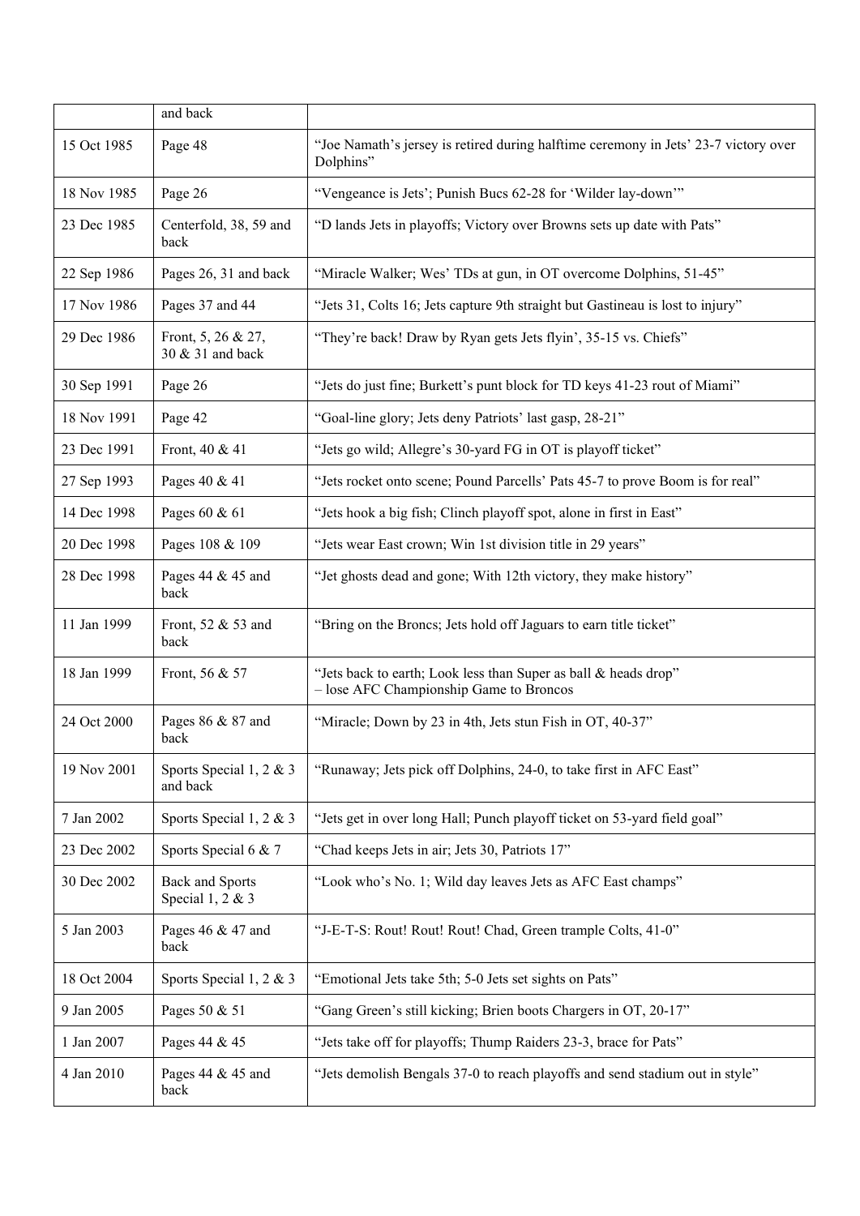| | | |
|---|---|---|
| | and back | |
| 15 Oct 1985 | Page 48 | "Joe Namath's jersey is retired during halftime ceremony in Jets' 23-7 victory over Dolphins" |
| 18 Nov 1985 | Page 26 | "Vengeance is Jets'; Punish Bucs 62-28 for 'Wilder lay-down'" |
| 23 Dec 1985 | Centerfold, 38, 59 and back | "D lands Jets in playoffs; Victory over Browns sets up date with Pats" |
| 22 Sep 1986 | Pages 26, 31 and back | "Miracle Walker; Wes' TDs at gun, in OT overcome Dolphins, 51-45" |
| 17 Nov 1986 | Pages 37 and 44 | "Jets 31, Colts 16; Jets capture 9th straight but Gastineau is lost to injury" |
| 29 Dec 1986 | Front, 5, 26 & 27, 30 & 31 and back | "They're back! Draw by Ryan gets Jets flyin', 35-15 vs. Chiefs" |
| 30 Sep 1991 | Page 26 | "Jets do just fine; Burkett's punt block for TD keys 41-23 rout of Miami" |
| 18 Nov 1991 | Page 42 | "Goal-line glory; Jets deny Patriots' last gasp, 28-21" |
| 23 Dec 1991 | Front, 40 & 41 | "Jets go wild; Allegre's 30-yard FG in OT is playoff ticket" |
| 27 Sep 1993 | Pages 40 & 41 | "Jets rocket onto scene; Pound Parcells' Pats 45-7 to prove Boom is for real" |
| 14 Dec 1998 | Pages 60 & 61 | "Jets hook a big fish; Clinch playoff spot, alone in first in East" |
| 20 Dec 1998 | Pages 108 & 109 | "Jets wear East crown; Win 1st division title in 29 years" |
| 28 Dec 1998 | Pages 44 & 45 and back | "Jet ghosts dead and gone; With 12th victory, they make history" |
| 11 Jan 1999 | Front, 52 & 53 and back | "Bring on the Broncs; Jets hold off Jaguars to earn title ticket" |
| 18 Jan 1999 | Front, 56 & 57 | "Jets back to earth; Look less than Super as ball & heads drop" – lose AFC Championship Game to Broncos |
| 24 Oct 2000 | Pages 86 & 87 and back | "Miracle; Down by 23 in 4th, Jets stun Fish in OT, 40-37" |
| 19 Nov 2001 | Sports Special 1, 2 & 3 and back | "Runaway; Jets pick off Dolphins, 24-0, to take first in AFC East" |
| 7 Jan 2002 | Sports Special 1, 2 & 3 | "Jets get in over long Hall; Punch playoff ticket on 53-yard field goal" |
| 23 Dec 2002 | Sports Special 6 & 7 | "Chad keeps Jets in air; Jets 30, Patriots 17" |
| 30 Dec 2002 | Back and Sports Special 1, 2 & 3 | "Look who's No. 1; Wild day leaves Jets as AFC East champs" |
| 5 Jan 2003 | Pages 46 & 47 and back | "J-E-T-S: Rout! Rout! Rout! Chad, Green trample Colts, 41-0" |
| 18 Oct 2004 | Sports Special 1, 2 & 3 | "Emotional Jets take 5th; 5-0 Jets set sights on Pats" |
| 9 Jan 2005 | Pages 50 & 51 | "Gang Green's still kicking; Brien boots Chargers in OT, 20-17" |
| 1 Jan 2007 | Pages 44 & 45 | "Jets take off for playoffs; Thump Raiders 23-3, brace for Pats" |
| 4 Jan 2010 | Pages 44 & 45 and back | "Jets demolish Bengals 37-0 to reach playoffs and send stadium out in style" |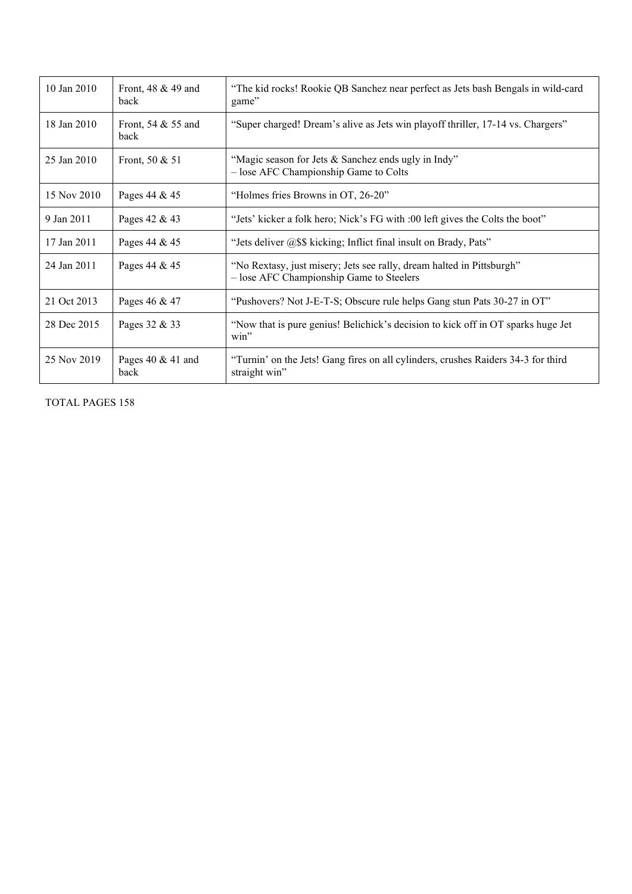| | | |
|---|---|---|
| 10 Jan 2010 | Front, 48 & 49 and back | "The kid rocks! Rookie QB Sanchez near perfect as Jets bash Bengals in wild-card game" |
| 18 Jan 2010 | Front, 54 & 55 and back | "Super charged! Dream's alive as Jets win playoff thriller, 17-14 vs. Chargers" |
| 25 Jan 2010 | Front, 50 & 51 | "Magic season for Jets & Sanchez ends ugly in Indy" – lose AFC Championship Game to Colts |
| 15 Nov 2010 | Pages 44 & 45 | "Holmes fries Browns in OT, 26-20" |
| 9 Jan 2011 | Pages 42 & 43 | "Jets' kicker a folk hero; Nick's FG with :00 left gives the Colts the boot" |
| 17 Jan 2011 | Pages 44 & 45 | "Jets deliver @$$ kicking; Inflict final insult on Brady, Pats" |
| 24 Jan 2011 | Pages 44 & 45 | "No Rextasy, just misery; Jets see rally, dream halted in Pittsburgh" – lose AFC Championship Game to Steelers |
| 21 Oct 2013 | Pages 46 & 47 | "Pushovers? Not J-E-T-S; Obscure rule helps Gang stun Pats 30-27 in OT" |
| 28 Dec 2015 | Pages 32 & 33 | "Now that is pure genius! Belichick's decision to kick off in OT sparks huge Jet win" |
| 25 Nov 2019 | Pages 40 & 41 and back | "Turnin' on the Jets! Gang fires on all cylinders, crushes Raiders 34-3 for third straight win" |

TOTAL PAGES 158